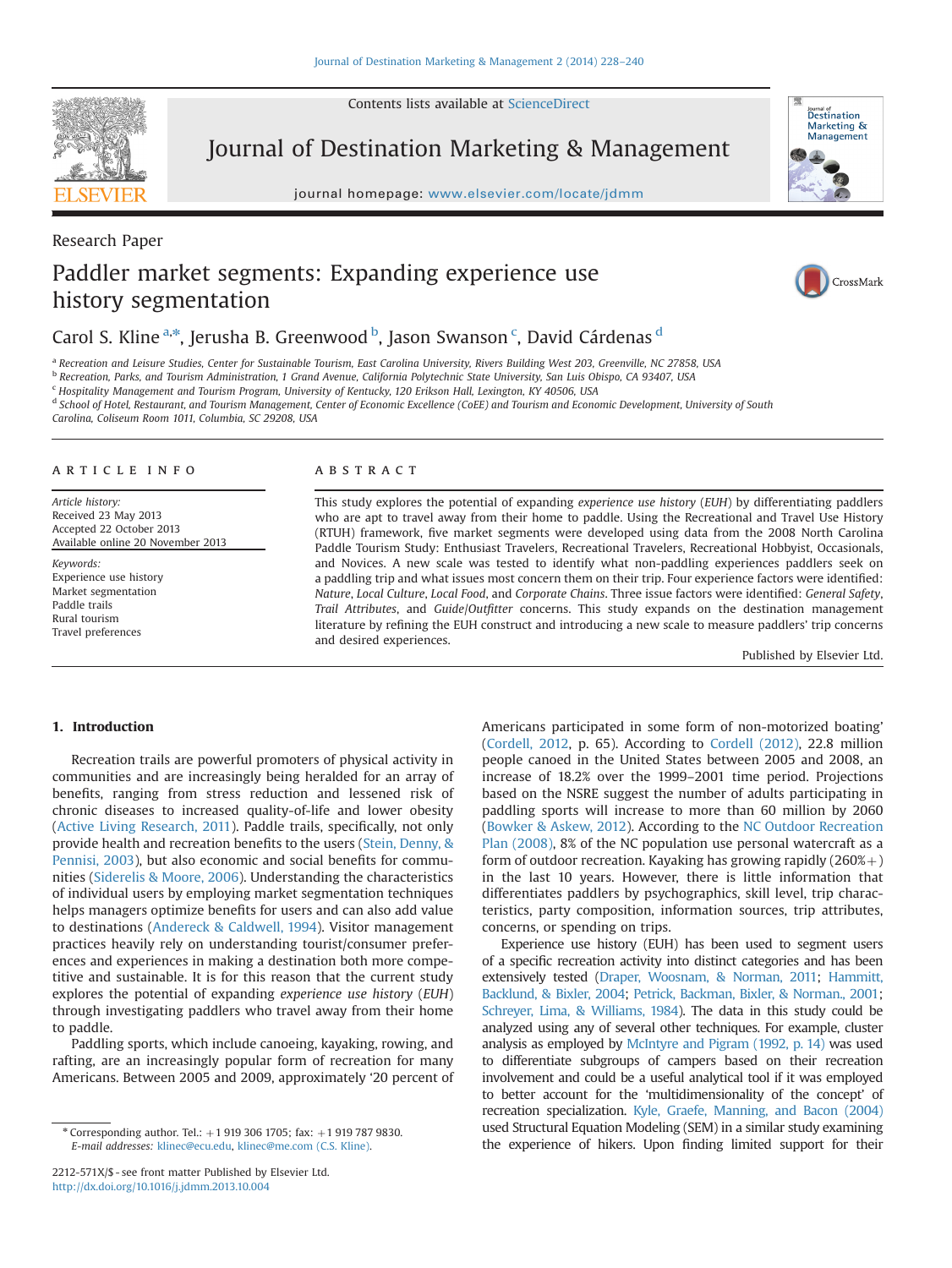Research Paper

# Paddler market segments: Expanding experience use history segmentation

Carol S. Kline [a,*], Jerusha B. Greenwood [b], Jason Swanson [c], David Cárdenas [d]

[a] Recreation and Leisure Studies, Center for Sustainable Tourism, East Carolina University, Rivers Building West 203, Greenville, NC 27858, USA
[b] Recreation, Parks, and Tourism Administration, 1 Grand Avenue, California Polytechnic State University, San Luis Obispo, CA 93407, USA
[c] Hospitality Management and Tourism Program, University of Kentucky, 120 Erikson Hall, Lexington, KY 40506, USA
[d] School of Hotel, Restaurant, and Tourism Management, Center of Economic Excellence (CoEE) and Tourism and Economic Development, University of South Carolina, Coliseum Room 1011, Columbia, SC 29208, USA

## ARTICLE INFO

*Article history:*
Received 23 May 2013
Accepted 22 October 2013
Available online 20 November 2013

*Keywords:*
Experience use history
Market segmentation
Paddle trails
Rural tourism
Travel preferences

## ABSTRACT

This study explores the potential of expanding *experience use history* (*EUH*) by differentiating paddlers who are apt to travel away from their home to paddle. Using the Recreational and Travel Use History (RTUH) framework, five market segments were developed using data from the 2008 North Carolina Paddle Tourism Study: Enthusiast Travelers, Recreational Travelers, Recreational Hobbyist, Occasionals, and Novices. A new scale was tested to identify what non-paddling experiences paddlers seek on a paddling trip and what issues most concern them on their trip. Four experience factors were identified: *Nature*, *Local Culture*, *Local Food*, and *Corporate Chains*. Three issue factors were identified: *General Safety*, *Trail Attributes*, and *Guide/Outfitter* concerns. This study expands on the destination management literature by refining the EUH construct and introducing a new scale to measure paddlers' trip concerns and desired experiences.

Published by Elsevier Ltd.

## 1. Introduction

Recreation trails are powerful promoters of physical activity in communities and are increasingly being heralded for an array of benefits, ranging from stress reduction and lessened risk of chronic diseases to increased quality-of-life and lower obesity (Active Living Research, 2011). Paddle trails, specifically, not only provide health and recreation benefits to the users (Stein, Denny, & Pennisi, 2003), but also economic and social benefits for communities (Siderelis & Moore, 2006). Understanding the characteristics of individual users by employing market segmentation techniques helps managers optimize benefits for users and can also add value to destinations (Andereck & Caldwell, 1994). Visitor management practices heavily rely on understanding tourist/consumer preferences and experiences in making a destination both more competitive and sustainable. It is for this reason that the current study explores the potential of expanding *experience use history* (*EUH*) through investigating paddlers who travel away from their home to paddle.

Paddling sports, which include canoeing, kayaking, rowing, and rafting, are an increasingly popular form of recreation for many Americans. Between 2005 and 2009, approximately '20 percent of Americans participated in some form of non-motorized boating' (Cordell, 2012, p. 65). According to Cordell (2012), 22.8 million people canoed in the United States between 2005 and 2008, an increase of 18.2% over the 1999–2001 time period. Projections based on the NSRE suggest the number of adults participating in paddling sports will increase to more than 60 million by 2060 (Bowker & Askew, 2012). According to the NC Outdoor Recreation Plan (2008), 8% of the NC population use personal watercraft as a form of outdoor recreation. Kayaking has growing rapidly (260%+) in the last 10 years. However, there is little information that differentiates paddlers by psychographics, skill level, trip characteristics, party composition, information sources, trip attributes, concerns, or spending on trips.

Experience use history (EUH) has been used to segment users of a specific recreation activity into distinct categories and has been extensively tested (Draper, Woosnam, & Norman, 2011; Hammitt, Backlund, & Bixler, 2004; Petrick, Backman, Bixler, & Norman., 2001; Schreyer, Lima, & Williams, 1984). The data in this study could be analyzed using any of several other techniques. For example, cluster analysis as employed by McIntyre and Pigram (1992, p. 14) was used to differentiate subgroups of campers based on their recreation involvement and could be a useful analytical tool if it was employed to better account for the 'multidimensionality of the concept' of recreation specialization. Kyle, Graefe, Manning, and Bacon (2004) used Structural Equation Modeling (SEM) in a similar study examining the experience of hikers. Upon finding limited support for their

* Corresponding author. Tel.: +1 919 306 1705; fax: +1 919 787 9830.
*E-mail addresses:* klinec@ecu.edu, klinec@me.com (C.S. Kline).

2212-571X/$ - see front matter Published by Elsevier Ltd.
http://dx.doi.org/10.1016/j.jdmm.2013.10.004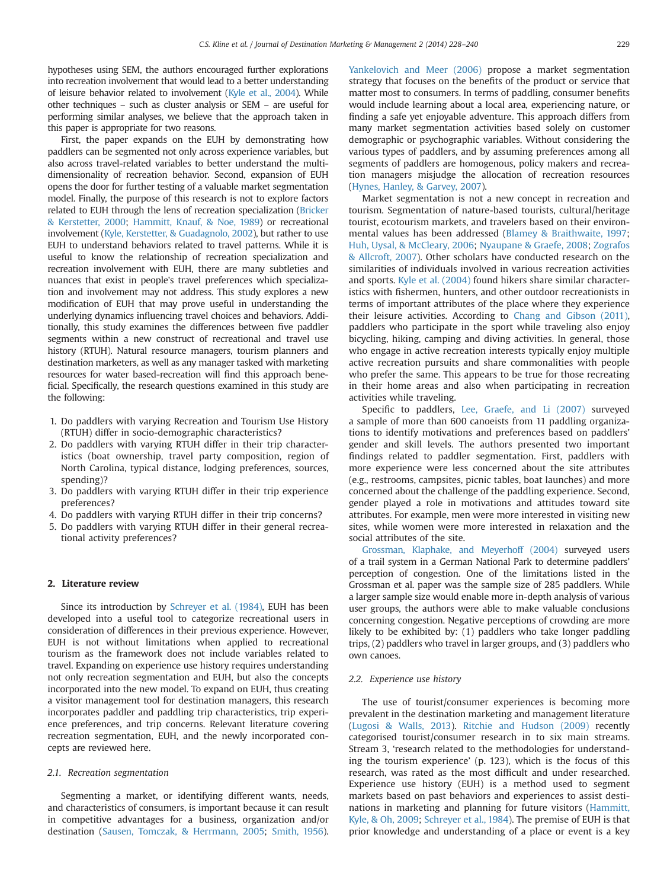hypotheses using SEM, the authors encouraged further explorations into recreation involvement that would lead to a better understanding of leisure behavior related to involvement (Kyle et al., 2004). While other techniques – such as cluster analysis or SEM – are useful for performing similar analyses, we believe that the approach taken in this paper is appropriate for two reasons.

First, the paper expands on the EUH by demonstrating how paddlers can be segmented not only across experience variables, but also across travel-related variables to better understand the multi-dimensionality of recreation behavior. Second, expansion of EUH opens the door for further testing of a valuable market segmentation model. Finally, the purpose of this research is not to explore factors related to EUH through the lens of recreation specialization (Bricker & Kerstetter, 2000; Hammitt, Knauf, & Noe, 1989) or recreational involvement (Kyle, Kerstetter, & Guadagnolo, 2002), but rather to use EUH to understand behaviors related to travel patterns. While it is useful to know the relationship of recreation specialization and recreation involvement with EUH, there are many subtleties and nuances that exist in people's travel preferences which specialization and involvement may not address. This study explores a new modification of EUH that may prove useful in understanding the underlying dynamics influencing travel choices and behaviors. Additionally, this study examines the differences between five paddler segments within a new construct of recreational and travel use history (RTUH). Natural resource managers, tourism planners and destination marketers, as well as any manager tasked with marketing resources for water based-recreation will find this approach beneficial. Specifically, the research questions examined in this study are the following:

1. Do paddlers with varying Recreation and Tourism Use History (RTUH) differ in socio-demographic characteristics?
2. Do paddlers with varying RTUH differ in their trip characteristics (boat ownership, travel party composition, region of North Carolina, typical distance, lodging preferences, sources, spending)?
3. Do paddlers with varying RTUH differ in their trip experience preferences?
4. Do paddlers with varying RTUH differ in their trip concerns?
5. Do paddlers with varying RTUH differ in their general recreational activity preferences?

## 2. Literature review

Since its introduction by Schreyer et al. (1984), EUH has been developed into a useful tool to categorize recreational users in consideration of differences in their previous experience. However, EUH is not without limitations when applied to recreational tourism as the framework does not include variables related to travel. Expanding on experience use history requires understanding not only recreation segmentation and EUH, but also the concepts incorporated into the new model. To expand on EUH, thus creating a visitor management tool for destination managers, this research incorporates paddler and paddling trip characteristics, trip experience preferences, and trip concerns. Relevant literature covering recreation segmentation, EUH, and the newly incorporated concepts are reviewed here.

### 2.1. Recreation segmentation

Segmenting a market, or identifying different wants, needs, and characteristics of consumers, is important because it can result in competitive advantages for a business, organization and/or destination (Sausen, Tomczak, & Herrmann, 2005; Smith, 1956). Yankelovich and Meer (2006) propose a market segmentation strategy that focuses on the benefits of the product or service that matter most to consumers. In terms of paddling, consumer benefits would include learning about a local area, experiencing nature, or finding a safe yet enjoyable adventure. This approach differs from many market segmentation activities based solely on customer demographic or psychographic variables. Without considering the various types of paddlers, and by assuming preferences among all segments of paddlers are homogenous, policy makers and recreation managers misjudge the allocation of recreation resources (Hynes, Hanley, & Garvey, 2007).

Market segmentation is not a new concept in recreation and tourism. Segmentation of nature-based tourists, cultural/heritage tourist, ecotourism markets, and travelers based on their environmental values has been addressed (Blamey & Braithwaite, 1997; Huh, Uysal, & McCleary, 2006; Nyaupane & Graefe, 2008; Zografos & Allcroft, 2007). Other scholars have conducted research on the similarities of individuals involved in various recreation activities and sports. Kyle et al. (2004) found hikers share similar characteristics with fishermen, hunters, and other outdoor recreationists in terms of important attributes of the place where they experience their leisure activities. According to Chang and Gibson (2011), paddlers who participate in the sport while traveling also enjoy bicycling, hiking, camping and diving activities. In general, those who engage in active recreation interests typically enjoy multiple active recreation pursuits and share commonalities with people who prefer the same. This appears to be true for those recreating in their home areas and also when participating in recreation activities while traveling.

Specific to paddlers, Lee, Graefe, and Li (2007) surveyed a sample of more than 600 canoeists from 11 paddling organizations to identify motivations and preferences based on paddlers' gender and skill levels. The authors presented two important findings related to paddler segmentation. First, paddlers with more experience were less concerned about the site attributes (e.g., restrooms, campsites, picnic tables, boat launches) and more concerned about the challenge of the paddling experience. Second, gender played a role in motivations and attitudes toward site attributes. For example, men were more interested in visiting new sites, while women were more interested in relaxation and the social attributes of the site.

Grossman, Klaphake, and Meyerhoff (2004) surveyed users of a trail system in a German National Park to determine paddlers' perception of congestion. One of the limitations listed in the Grossman et al. paper was the sample size of 285 paddlers. While a larger sample size would enable more in-depth analysis of various user groups, the authors were able to make valuable conclusions concerning congestion. Negative perceptions of crowding are more likely to be exhibited by: (1) paddlers who take longer paddling trips, (2) paddlers who travel in larger groups, and (3) paddlers who own canoes.

### 2.2. Experience use history

The use of tourist/consumer experiences is becoming more prevalent in the destination marketing and management literature (Lugosi & Walls, 2013). Ritchie and Hudson (2009) recently categorised tourist/consumer research in to six main streams. Stream 3, 'research related to the methodologies for understanding the tourism experience' (p. 123), which is the focus of this research, was rated as the most difficult and under researched. Experience use history (EUH) is a method used to segment markets based on past behaviors and experiences to assist destinations in marketing and planning for future visitors (Hammitt, Kyle, & Oh, 2009; Schreyer et al., 1984). The premise of EUH is that prior knowledge and understanding of a place or event is a key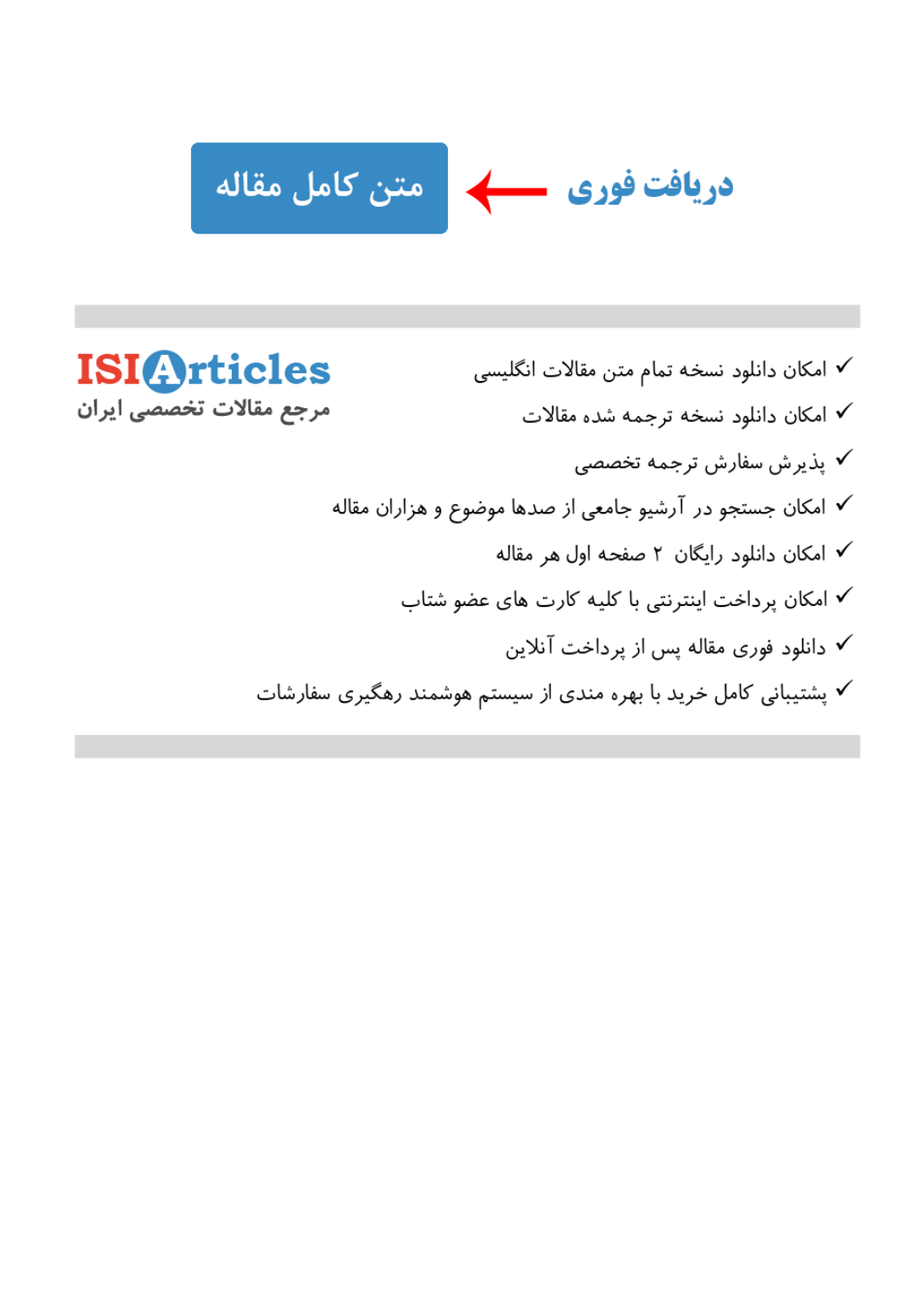دریافت فوری ← **متن کامل مقاله**

**ISIArticles**
مرجع مقالات تخصصی ایران

- ✓ امکان دانلود نسخه تمام متن مقالات انگلیسی
- ✓ امکان دانلود نسخه ترجمه شده مقالات
- ✓ پذیرش سفارش ترجمه تخصصی
- ✓ امکان جستجو در آرشیو جامعی از صدها موضوع و هزاران مقاله
- ✓ امکان دانلود رایگان ۲ صفحه اول هر مقاله
- ✓ امکان پرداخت اینترنتی با کلیه کارت های عضو شتاب
- ✓ دانلود فوری مقاله پس از پرداخت آنلاین
- ✓ پشتیبانی کامل خرید با بهره مندی از سیستم هوشمند رهگیری سفارشات